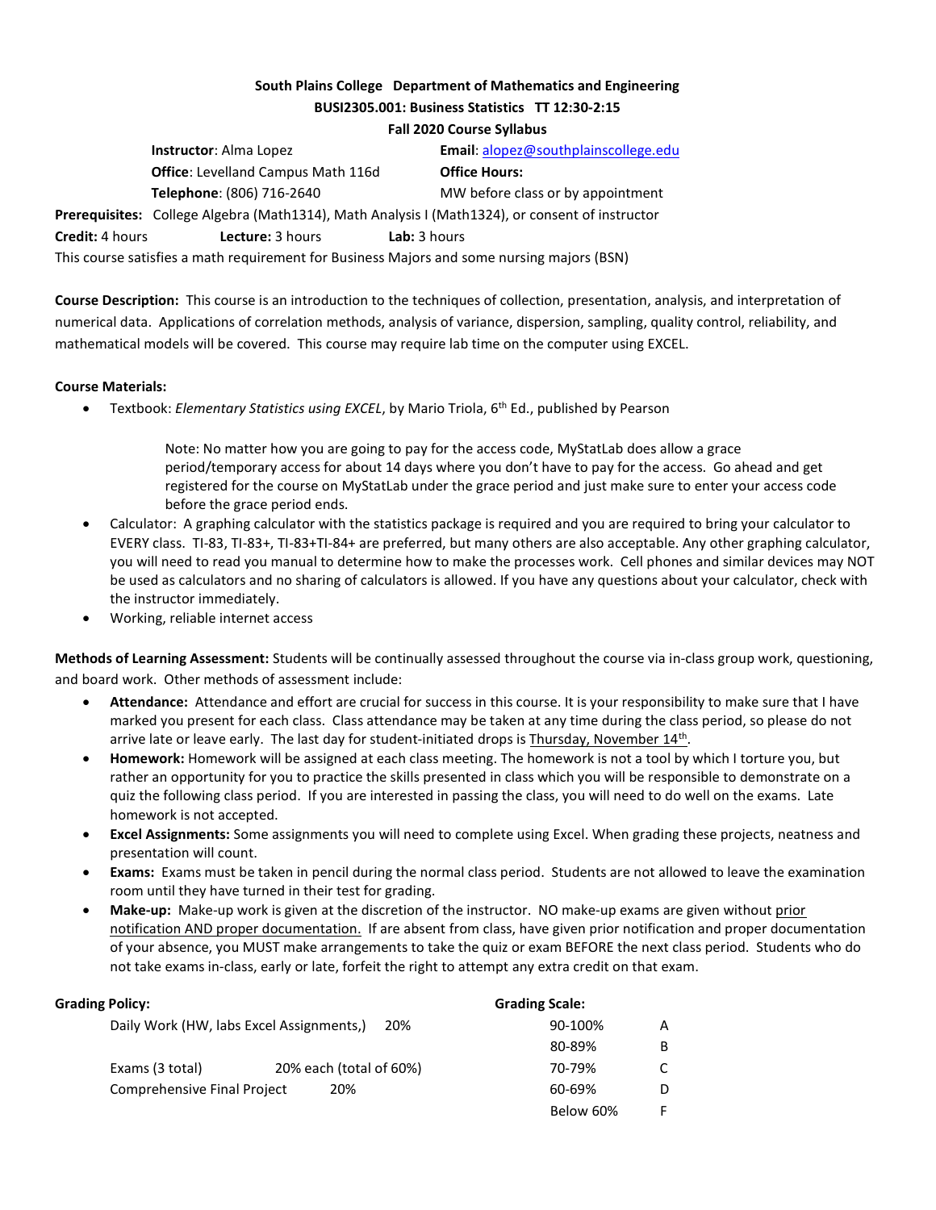**South Plains College Department of Mathematics and Engineering**

**BUSI2305.001: Business Statistics TT 12:30-2:15**

**Fall 2020 Course Syllabus**

**Instructor**: Alma Lopez

**Email**: alopez@southplainscollege.edu

**Office**: Levelland Campus Math 116d

**Office Hours:** MW before class or by appointment

**Telephone**: (806) 716-2640

**Prerequisites:** College Algebra (Math1314), Math Analysis I (Math1324), or consent of instructor

**Credit:** 4 hours **Lecture:** 3 hours **Lab:** 3 hours

This course satisfies a math requirement for Business Majors and some nursing majors (BSN)

**Course Description:** This course is an introduction to the techniques of collection, presentation, analysis, and interpretation of numerical data. Applications of correlation methods, analysis of variance, dispersion, sampling, quality control, reliability, and mathematical models will be covered. This course may require lab time on the computer using EXCEL.

**Course Materials:**

- Textbook: *Elementary Statistics using EXCEL*, by Mario Triola, 6th Ed., published by Pearson

  Note: No matter how you are going to pay for the access code, MyStatLab does allow a grace period/temporary access for about 14 days where you don't have to pay for the access. Go ahead and get registered for the course on MyStatLab under the grace period and just make sure to enter your access code before the grace period ends.
- Calculator: A graphing calculator with the statistics package is required and you are required to bring your calculator to EVERY class. TI-83, TI-83+, TI-83+TI-84+ are preferred, but many others are also acceptable. Any other graphing calculator, you will need to read you manual to determine how to make the processes work. Cell phones and similar devices may NOT be used as calculators and no sharing of calculators is allowed. If you have any questions about your calculator, check with the instructor immediately.
- Working, reliable internet access

**Methods of Learning Assessment:** Students will be continually assessed throughout the course via in-class group work, questioning, and board work. Other methods of assessment include:

- **Attendance:** Attendance and effort are crucial for success in this course. It is your responsibility to make sure that I have marked you present for each class. Class attendance may be taken at any time during the class period, so please do not arrive late or leave early. The last day for student-initiated drops is Thursday, November 14th.
- **Homework:** Homework will be assigned at each class meeting. The homework is not a tool by which I torture you, but rather an opportunity for you to practice the skills presented in class which you will be responsible to demonstrate on a quiz the following class period. If you are interested in passing the class, you will need to do well on the exams. Late homework is not accepted.
- **Excel Assignments:** Some assignments you will need to complete using Excel. When grading these projects, neatness and presentation will count.
- **Exams:** Exams must be taken in pencil during the normal class period. Students are not allowed to leave the examination room until they have turned in their test for grading.
- **Make-up:** Make-up work is given at the discretion of the instructor. NO make-up exams are given without prior notification AND proper documentation. If are absent from class, have given prior notification and proper documentation of your absence, you MUST make arrangements to take the quiz or exam BEFORE the next class period. Students who do not take exams in-class, early or late, forfeit the right to attempt any extra credit on that exam.

**Grading Policy:**

| Component | Weight |
|---|---|
| Daily Work (HW, labs Excel Assignments,) | 20% |
| Exams (3 total) | 20% each (total of 60%) |
| Comprehensive Final Project | 20% |

**Grading Scale:**

| Range | Grade |
|---|---|
| 90-100% | A |
| 80-89% | B |
| 70-79% | C |
| 60-69% | D |
| Below 60% | F |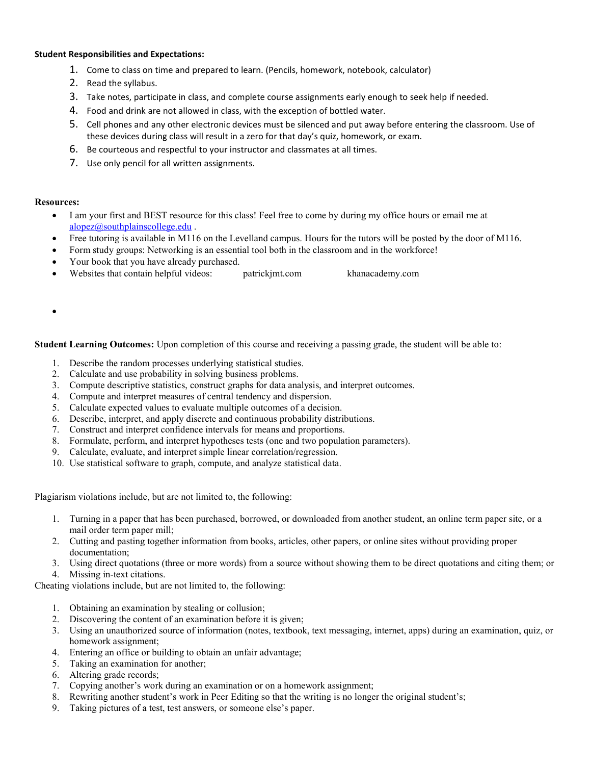**Student Responsibilities and Expectations:**

1. Come to class on time and prepared to learn. (Pencils, homework, notebook, calculator)
2. Read the syllabus.
3. Take notes, participate in class, and complete course assignments early enough to seek help if needed.
4. Food and drink are not allowed in class, with the exception of bottled water.
5. Cell phones and any other electronic devices must be silenced and put away before entering the classroom. Use of these devices during class will result in a zero for that day's quiz, homework, or exam.
6. Be courteous and respectful to your instructor and classmates at all times.
7. Use only pencil for all written assignments.

**Resources:**

- I am your first and BEST resource for this class! Feel free to come by during my office hours or email me at alopez@southplainscollege.edu .
- Free tutoring is available in M116 on the Levelland campus. Hours for the tutors will be posted by the door of M116.
- Form study groups: Networking is an essential tool both in the classroom and in the workforce!
- Your book that you have already purchased.
- Websites that contain helpful videos: patrickjmt.com khanacademy.com
-

**Student Learning Outcomes:** Upon completion of this course and receiving a passing grade, the student will be able to:

1. Describe the random processes underlying statistical studies.
2. Calculate and use probability in solving business problems.
3. Compute descriptive statistics, construct graphs for data analysis, and interpret outcomes.
4. Compute and interpret measures of central tendency and dispersion.
5. Calculate expected values to evaluate multiple outcomes of a decision.
6. Describe, interpret, and apply discrete and continuous probability distributions.
7. Construct and interpret confidence intervals for means and proportions.
8. Formulate, perform, and interpret hypotheses tests (one and two population parameters).
9. Calculate, evaluate, and interpret simple linear correlation/regression.
10. Use statistical software to graph, compute, and analyze statistical data.

Plagiarism violations include, but are not limited to, the following:

1. Turning in a paper that has been purchased, borrowed, or downloaded from another student, an online term paper site, or a mail order term paper mill;
2. Cutting and pasting together information from books, articles, other papers, or online sites without providing proper documentation;
3. Using direct quotations (three or more words) from a source without showing them to be direct quotations and citing them; or
4. Missing in-text citations.

Cheating violations include, but are not limited to, the following:

1. Obtaining an examination by stealing or collusion;
2. Discovering the content of an examination before it is given;
3. Using an unauthorized source of information (notes, textbook, text messaging, internet, apps) during an examination, quiz, or homework assignment;
4. Entering an office or building to obtain an unfair advantage;
5. Taking an examination for another;
6. Altering grade records;
7. Copying another's work during an examination or on a homework assignment;
8. Rewriting another student's work in Peer Editing so that the writing is no longer the original student's;
9. Taking pictures of a test, test answers, or someone else's paper.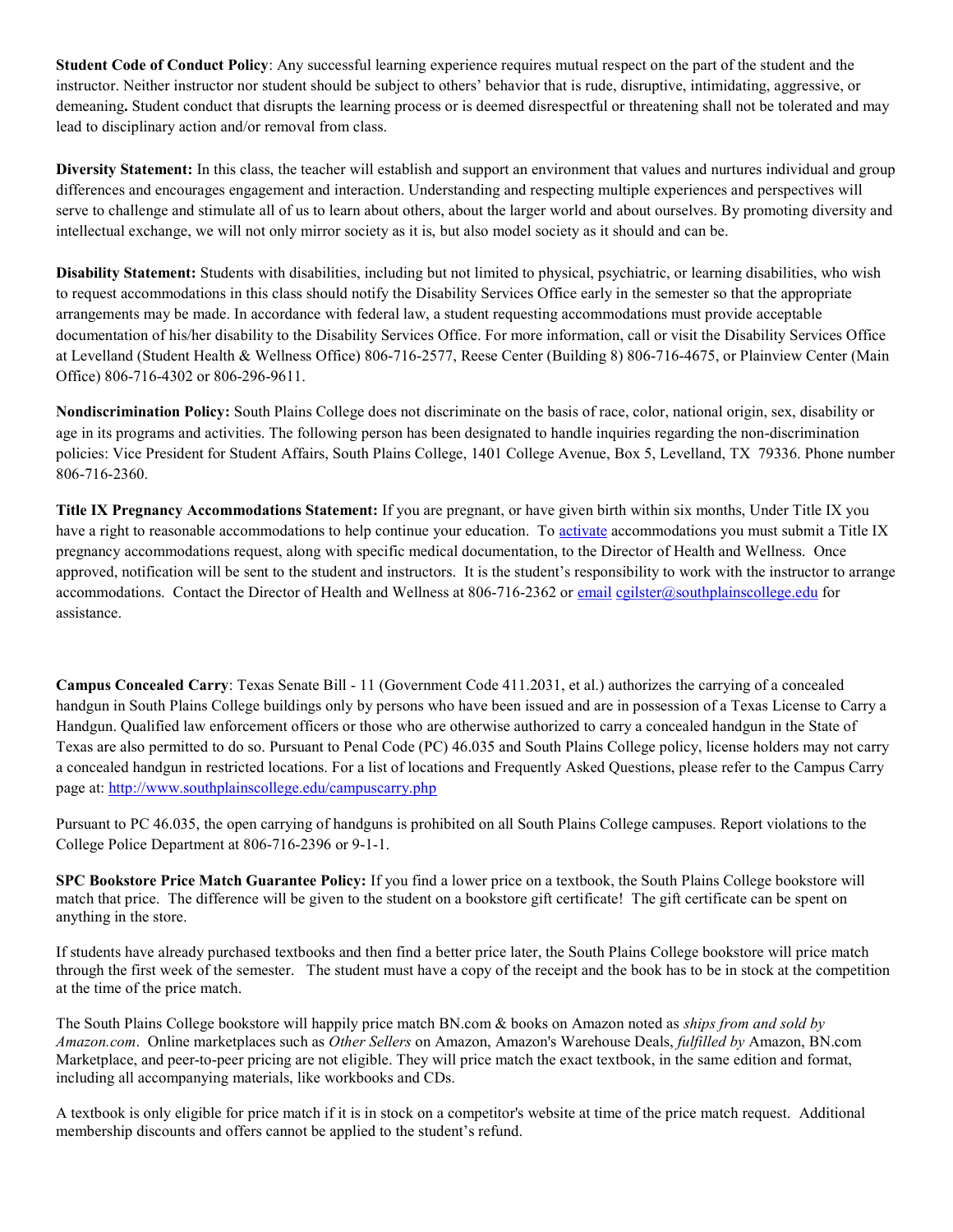**Student Code of Conduct Policy**: Any successful learning experience requires mutual respect on the part of the student and the instructor. Neither instructor nor student should be subject to others' behavior that is rude, disruptive, intimidating, aggressive, or demeaning**.** Student conduct that disrupts the learning process or is deemed disrespectful or threatening shall not be tolerated and may lead to disciplinary action and/or removal from class.

**Diversity Statement:** In this class, the teacher will establish and support an environment that values and nurtures individual and group differences and encourages engagement and interaction. Understanding and respecting multiple experiences and perspectives will serve to challenge and stimulate all of us to learn about others, about the larger world and about ourselves. By promoting diversity and intellectual exchange, we will not only mirror society as it is, but also model society as it should and can be.

**Disability Statement:** Students with disabilities, including but not limited to physical, psychiatric, or learning disabilities, who wish to request accommodations in this class should notify the Disability Services Office early in the semester so that the appropriate arrangements may be made. In accordance with federal law, a student requesting accommodations must provide acceptable documentation of his/her disability to the Disability Services Office. For more information, call or visit the Disability Services Office at Levelland (Student Health & Wellness Office) 806-716-2577, Reese Center (Building 8) 806-716-4675, or Plainview Center (Main Office) 806-716-4302 or 806-296-9611.

**Nondiscrimination Policy:** South Plains College does not discriminate on the basis of race, color, national origin, sex, disability or age in its programs and activities. The following person has been designated to handle inquiries regarding the non-discrimination policies: Vice President for Student Affairs, South Plains College, 1401 College Avenue, Box 5, Levelland, TX 79336. Phone number 806-716-2360.

**Title IX Pregnancy Accommodations Statement:** If you are pregnant, or have given birth within six months, Under Title IX you have a right to reasonable accommodations to help continue your education. To activate accommodations you must submit a Title IX pregnancy accommodations request, along with specific medical documentation, to the Director of Health and Wellness. Once approved, notification will be sent to the student and instructors. It is the student's responsibility to work with the instructor to arrange accommodations. Contact the Director of Health and Wellness at 806-716-2362 or email cgilster@southplainscollege.edu for assistance.

**Campus Concealed Carry**: Texas Senate Bill - 11 (Government Code 411.2031, et al.) authorizes the carrying of a concealed handgun in South Plains College buildings only by persons who have been issued and are in possession of a Texas License to Carry a Handgun. Qualified law enforcement officers or those who are otherwise authorized to carry a concealed handgun in the State of Texas are also permitted to do so. Pursuant to Penal Code (PC) 46.035 and South Plains College policy, license holders may not carry a concealed handgun in restricted locations. For a list of locations and Frequently Asked Questions, please refer to the Campus Carry page at: http://www.southplainscollege.edu/campuscarry.php

Pursuant to PC 46.035, the open carrying of handguns is prohibited on all South Plains College campuses. Report violations to the College Police Department at 806-716-2396 or 9-1-1.

**SPC Bookstore Price Match Guarantee Policy:** If you find a lower price on a textbook, the South Plains College bookstore will match that price. The difference will be given to the student on a bookstore gift certificate! The gift certificate can be spent on anything in the store.

If students have already purchased textbooks and then find a better price later, the South Plains College bookstore will price match through the first week of the semester. The student must have a copy of the receipt and the book has to be in stock at the competition at the time of the price match.

The South Plains College bookstore will happily price match BN.com & books on Amazon noted as *ships from and sold by Amazon.com*. Online marketplaces such as *Other Sellers* on Amazon, Amazon's Warehouse Deals, *fulfilled by* Amazon, BN.com Marketplace, and peer-to-peer pricing are not eligible. They will price match the exact textbook, in the same edition and format, including all accompanying materials, like workbooks and CDs.

A textbook is only eligible for price match if it is in stock on a competitor's website at time of the price match request. Additional membership discounts and offers cannot be applied to the student's refund.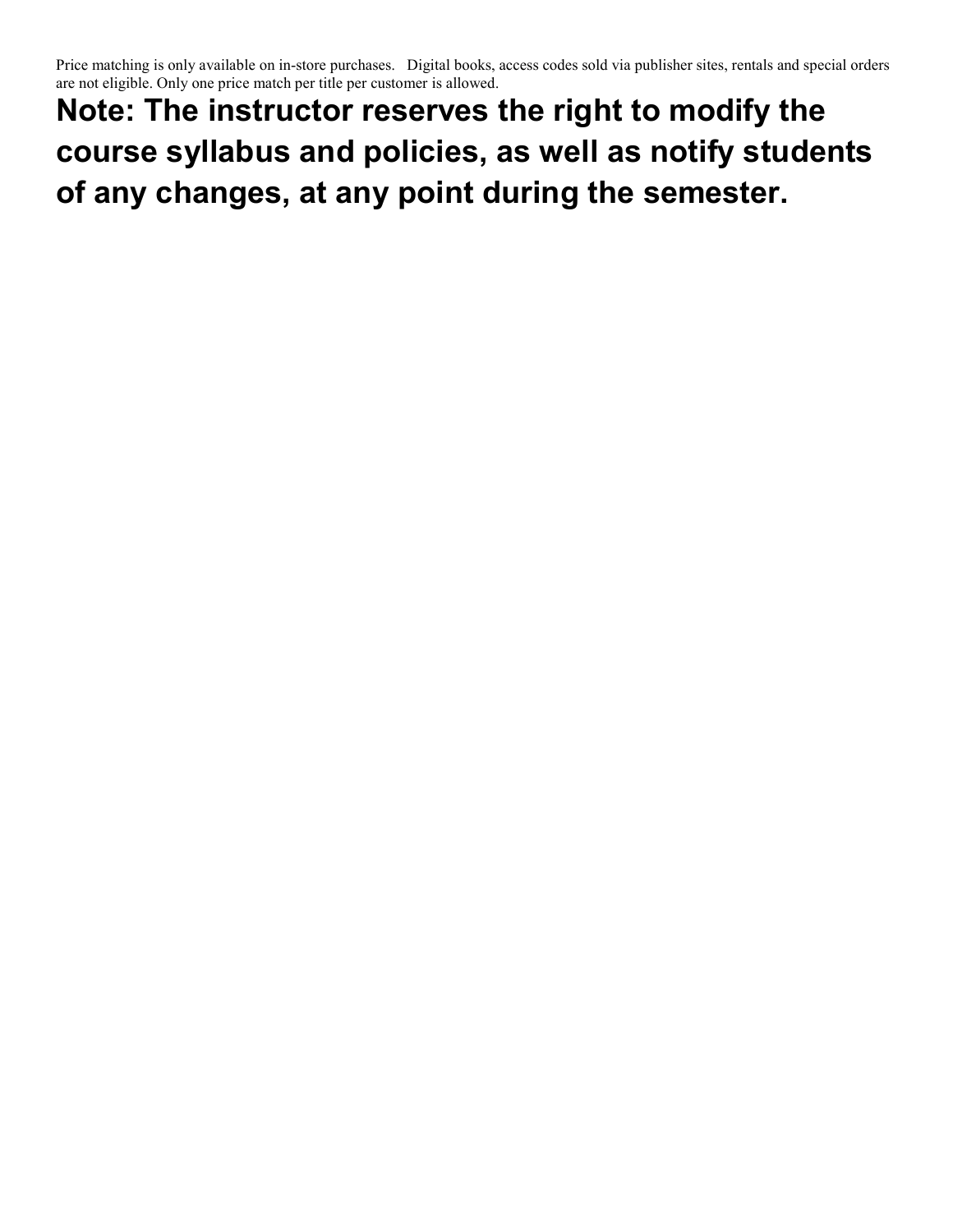Price matching is only available on in-store purchases.   Digital books, access codes sold via publisher sites, rentals and special orders are not eligible. Only one price match per title per customer is allowed.

# Note: The instructor reserves the right to modify the course syllabus and policies, as well as notify students of any changes, at any point during the semester.